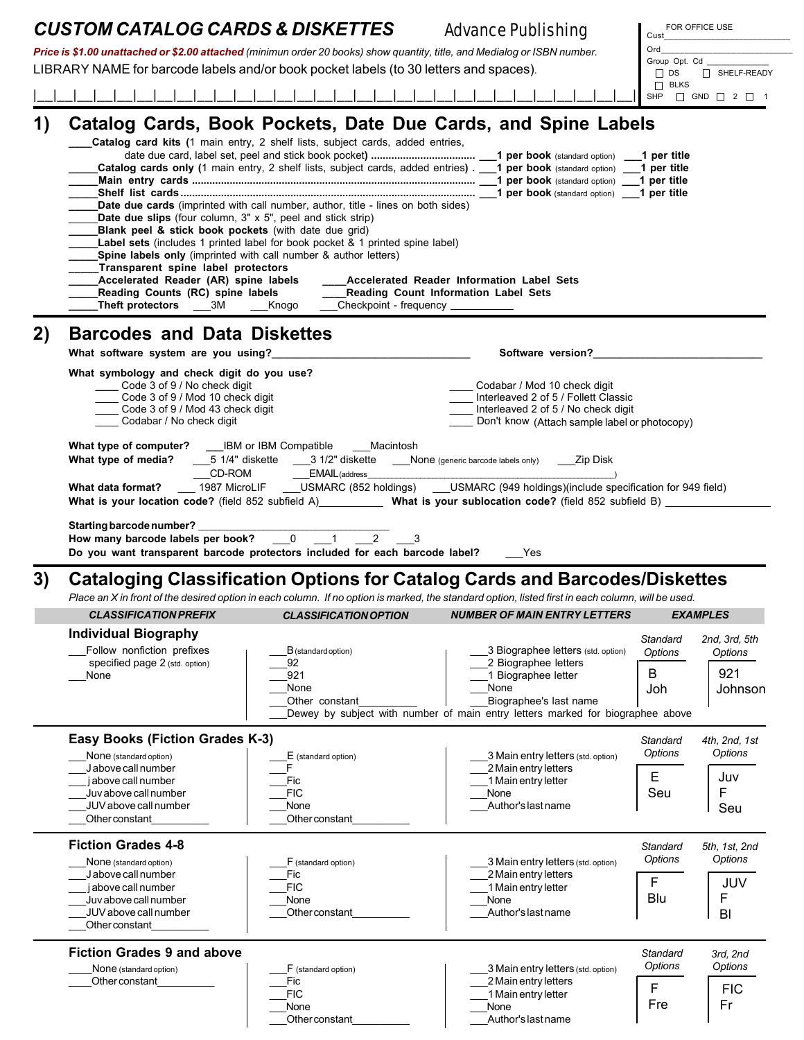# CUSTOM CATALOG CARDS & DISKETTES

Advance Publishing

FOR OFFICE USE
Cust___________________________
Ord___________________________
Group Opt. Cd _____________
☐ DS ☐ SHELF-READY
☐ BLKS
SHP ☐ GND ☐ 2 ☐ 1

***Price is $1.00 unattached or $2.00 attached*** *(minimun order 20 books) show quantity, title, and Medialog or ISBN number.*

LIBRARY NAME for barcode labels and/or book pocket labels (to 30 letters and spaces).

|__|__|__|__|__|__|__|__|__|__|__|__|__|__|__|__|__|__|__|__|__|__|__|__|__|__|__|__|__|__|

## 1) Catalog Cards, Book Pockets, Date Due Cards, and Spine Labels

____**Catalog card kits (**1 main entry, 2 shelf lists, subject cards, added entries, date due card, label set, peel and stick book pocket**)** .................................. ___**1 per book** (standard option) ___**1 per title**

_____**Catalog cards only (**1 main entry, 2 shelf lists, subject cards, added entries**)** . ___**1 per book** (standard option) ___**1 per title**

_____**Main entry cards** ................................................................................ ___**1 per book** (standard option) ___**1 per title**

_____**Shelf list cards**..................................................................................... ___**1 per book** (standard option) ___**1 per title**

_____**Date due cards** (imprinted with call number, author, title - lines on both sides)

_____**Date due slips** (four column, 3" x 5", peel and stick strip)

_____**Blank peel & stick book pockets** (with date due grid)

_____**Label sets** (includes 1 printed label for book pocket & 1 printed spine label)

_____**Spine labels only** (imprinted with call number & author letters)

_____**Transparent spine label protectors**

_____**Accelerated Reader (AR) spine labels** _____**Accelerated Reader Information Label Sets**

_____**Reading Counts (RC) spine labels** _____**Reading Count Information Label Sets**

_____**Theft protectors** ___3M ___Knogo ___Checkpoint - frequency ___________

## 2) Barcodes and Data Diskettes

**What software system are you using?**_________________________________ **Software version?**____________________________

**What symbology and check digit do you use?**

____ Code 3 of 9 / No check digit
____ Code 3 of 9 / Mod 10 check digit
____ Code 3 of 9 / Mod 43 check digit
____ Codabar / No check digit
____ Codabar / Mod 10 check digit
____ Interleaved 2 of 5 / Follett Classic
____ Interleaved 2 of 5 / No check digit
____ Don't know (Attach sample label or photocopy)

**What type of computer?** ___IBM or IBM Compatible ___Macintosh

**What type of media?** ___5 1/4" diskette ___3 1/2" diskette ___None (generic barcode labels only) ___Zip Disk ___CD-ROM ___EMAIL(address_______________________________________________)

**What data format?** ___ 1987 MicroLIF ___USMARC (852 holdings) ___USMARC (949 holdings)(include specification for 949 field)

**What is your location code?** (field 852 subfield A)___________ **What is your sublocation code?** (field 852 subfield B) _________________

**Starting barcode number?** ________________________________

**How many barcode labels per book?** ___0 ___1 ___2 ___3

**Do you want transparent barcode protectors included for each barcode label?** ___Yes

## 3) Cataloging Classification Options for Catalog Cards and Barcodes/Diskettes

*Place an X in front of the desired option in each column. If no option is marked, the standard option, listed first in each column, will be used.*

| CLASSIFICATION PREFIX | CLASSIFICATION OPTION | NUMBER OF MAIN ENTRY LETTERS | EXAMPLES | |
|---|---|---|---|---|
| **Individual Biography** | | | Standard Options | 2nd, 3rd, 5th Options |
| ___Follow nonfiction prefixes specified page 2 (std. option)<br>___None | ___B (standard option)<br>___92<br>___921<br>___None<br>___Other constant__________<br>___Dewey by subject with number of main entry letters marked for biographee above | ___3 Biographee letters (std. option)<br>___2 Biographee letters<br>___1 Biographee letter<br>___None<br>___Biographee's last name | B<br>Joh | 921<br>Johnson |
| **Easy Books (Fiction Grades K-3)** | | | Standard Options | 4th, 2nd, 1st Options |
| ___None (standard option)<br>___J above call number<br>___j above call number<br>___Juv above call number<br>___JUV above call number<br>___Other constant__________ | ___E (standard option)<br>___F<br>___Fic<br>___FIC<br>___None<br>___Other constant__________ | ___3 Main entry letters (std. option)<br>___2 Main entry letters<br>___1 Main entry letter<br>___None<br>___Author's last name | E<br>Seu | Juv<br>F<br>Seu |
| **Fiction Grades 4-8** | | | Standard Options | 5th, 1st, 2nd Options |
| ___None (standard option)<br>___J above call number<br>___j above call number<br>___Juv above call number<br>___JUV above call number<br>___Other constant__________ | ___F (standard option)<br>___Fic<br>___FIC<br>___None<br>___Other constant__________ | ___3 Main entry letters (std. option)<br>___2 Main entry letters<br>___1 Main entry letter<br>___None<br>___Author's last name | F<br>Blu | JUV<br>F<br>Bl |
| **Fiction Grades 9 and above** | | | Standard Options | 3rd, 2nd Options |
| ____None (standard option)<br>____Other constant__________ | ___F (standard option)<br>___Fic<br>___FIC<br>___None<br>___Other constant__________ | ___3 Main entry letters (std. option)<br>___2 Main entry letters<br>___1 Main entry letter<br>___None<br>___Author's last name | F<br>Fre | FIC<br>Fr |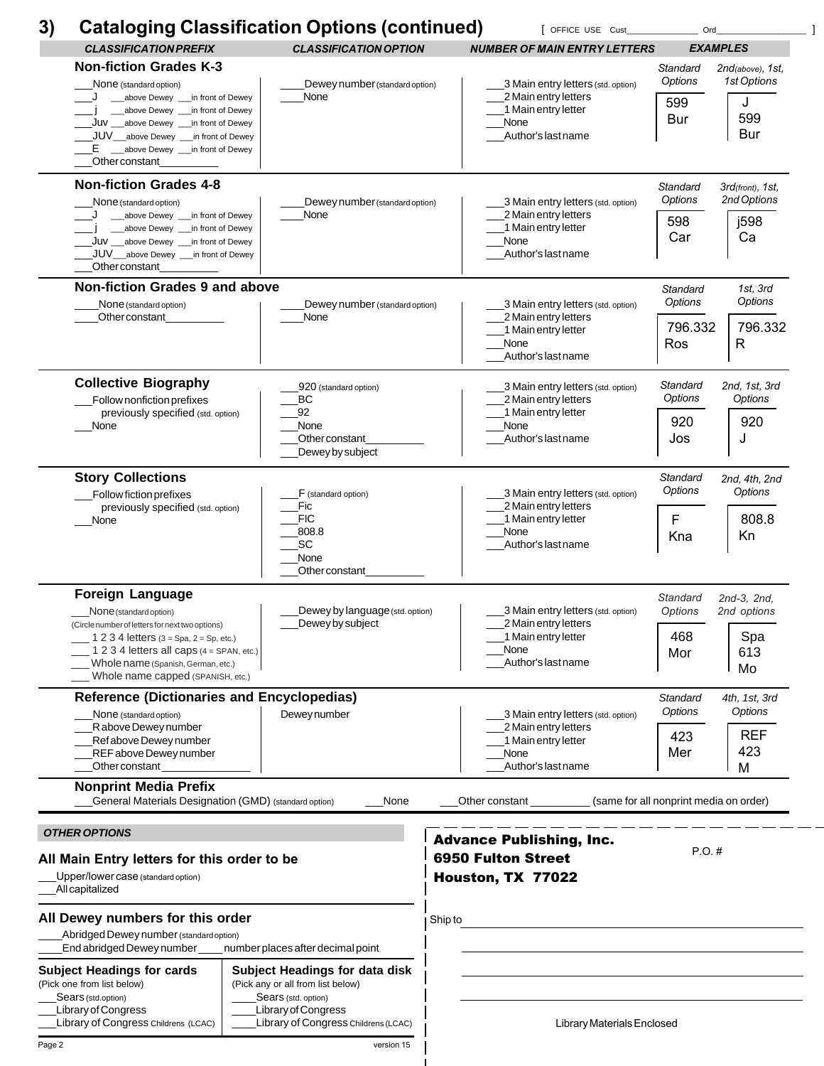## 3) Cataloging Classification Options (continued)

[ OFFICE USE Cust______________ Ord__________________ ]

| CLASSIFICATION PREFIX | CLASSIFICATION OPTION | NUMBER OF MAIN ENTRY LETTERS | EXAMPLES | |
|---|---|---|---|---|
| **Non-fiction Grades K-3**<br>___None (standard option)<br>___J ___above Dewey ___in front of Dewey<br>___j ___above Dewey ___in front of Dewey<br>___Juv ___above Dewey ___in front of Dewey<br>___JUV___above Dewey ___in front of Dewey<br>___E ___above Dewey ___in front of Dewey<br>___Other constant__________ | ____Dewey number (standard option)<br>____None | ___3 Main entry letters (std. option)<br>___2 Main entry letters<br>___1 Main entry letter<br>___None<br>___Author's last name | *Standard Options*<br>599<br>Bur | *2nd(above), 1st, 1st Options*<br>J<br>599<br>Bur |
| **Non-fiction Grades 4-8**<br>___None (standard option)<br>___J ___above Dewey ___in front of Dewey<br>___j ___above Dewey ___in front of Dewey<br>___Juv ___above Dewey ___in front of Dewey<br>___JUV___above Dewey ___in front of Dewey<br>___Other constant__________ | ____Dewey number (standard option)<br>____None | ___3 Main entry letters (std. option)<br>___2 Main entry letters<br>___1 Main entry letter<br>___None<br>___Author's last name | *Standard Options*<br>598<br>Car | *3rd(front), 1st, 2nd Options*<br>j598<br>Ca |
| **Non-fiction Grades 9 and above**<br>____None (standard option)<br>____Other constant__________ | ____Dewey number (standard option)<br>____None | ___3 Main entry letters (std. option)<br>___2 Main entry letters<br>___1 Main entry letter<br>___None<br>___Author's last name | *Standard Options*<br>796.332<br>Ros | *1st, 3rd Options*<br>796.332<br>R |
| **Collective Biography**<br>___Follow nonfiction prefixes previously specified (std. option)<br>___None | ___920 (standard option)<br>___BC<br>___92<br>___None<br>___Other constant__________<br>___Dewey by subject | ___3 Main entry letters (std. option)<br>___2 Main entry letters<br>___1 Main entry letter<br>___None<br>___Author's last name | *Standard Options*<br>920<br>Jos | *2nd, 1st, 3rd Options*<br>920<br>J |
| **Story Collections**<br>___Follow fiction prefixes previously specified (std. option)<br>___None | ___F (standard option)<br>___Fic<br>___FIC<br>___808.8<br>___SC<br>___None<br>___Other constant__________ | ___3 Main entry letters (std. option)<br>___2 Main entry letters<br>___1 Main entry letter<br>___None<br>___Author's last name | *Standard Options*<br>F<br>Kna | *2nd, 4th, 2nd Options*<br>808.8<br>Kn |
| **Foreign Language**<br>___None (standard option)<br>(Circle number of letters for next two options)<br>___ 1 2 3 4 letters (3 = Spa, 2 = Sp, etc.)<br>___ 1 2 3 4 letters all caps (4 = SPAN, etc.)<br>___ Whole name (Spanish, German, etc.)<br>___ Whole name capped (SPANISH, etc.) | ___Dewey by language (std. option)<br>___Dewey by subject | ___3 Main entry letters (std. option)<br>___2 Main entry letters<br>___1 Main entry letter<br>___None<br>___Author's last name | *Standard Options*<br>468<br>Mor | *2nd-3, 2nd, 2nd options*<br>Spa<br>613<br>Mo |
| **Reference (Dictionaries and Encyclopedias)**<br>___None (standard option)<br>___R above Dewey number<br>___Ref above Dewey number<br>___REF above Dewey number<br>___Other constant______________ | Dewey number | ___3 Main entry letters (std. option)<br>___2 Main entry letters<br>___1 Main entry letter<br>___None<br>___Author's last name | *Standard Options*<br>423<br>Mer | *4th, 1st, 3rd Options*<br>REF<br>423<br>M |

**Nonprint Media Prefix**

___General Materials Designation (GMD) (standard option) ___None ___Other constant __________ (same for all nonprint media on order)

### OTHER OPTIONS

**All Main Entry letters for this order to be**

___Upper/lower case (standard option)
___All capitalized

**All Dewey numbers for this order**

____Abridged Dewey number (standard option)
____End abridged Dewey number ____ number places after decimal point

| Subject Headings for cards<br>(Pick one from list below) | Subject Headings for data disk<br>(Pick any or all from list below) |
|---|---|
| ___Sears (std.option) | ____Sears (std. option) |
| ___Library of Congress | ____Library of Congress |
| ___Library of Congress Childrens (LCAC) | ____Library of Congress Childrens (LCAC) |

version 15

**Advance Publishing, Inc.**
**6950 Fulton Street**
**Houston, TX 77022**

P.O. #

Ship to ______________________________________________

______________________________________________

______________________________________________

______________________________________________

Library Materials Enclosed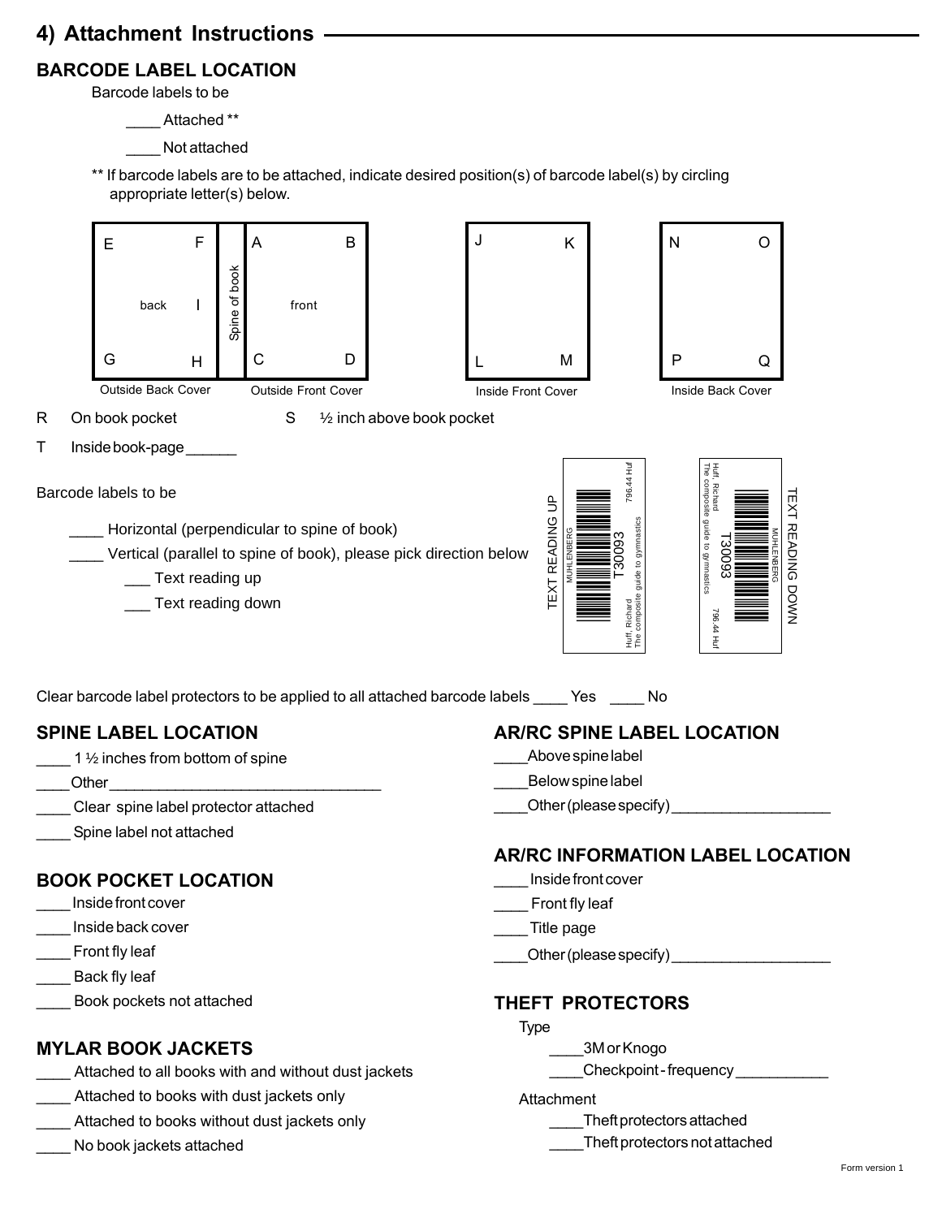## 4) Attachment Instructions

### BARCODE LABEL LOCATION

Barcode labels to be

____ Attached **

____ Not attached

** If barcode labels are to be attached, indicate desired position(s) of barcode label(s) by circling appropriate letter(s) below.

E F A B

back I Spine of book front

G H C D

Outside Back Cover Outside Front Cover

J K

L M

Inside Front Cover

N O

P Q

Inside Back Cover

R On book pocket S ½ inch above book pocket

T Inside book-page______

Barcode labels to be

____ Horizontal (perpendicular to spine of book)

____ Vertical (parallel to spine of book), please pick direction below

___ Text reading up

___ Text reading down

TEXT READING UP
MUHLENBERG
T30093
796.44 Huf
Huff, Richard
The composite guide to gymnastics

TEXT READING DOWN
Huff, Richard
The composite guide to gymnastics
MUHLENBERG
T30093
796.44 Huf

Clear barcode label protectors to be applied to all attached barcode labels ____ Yes ____ No

### SPINE LABEL LOCATION

____ 1 ½ inches from bottom of spine

____Other_________________________________

____ Clear spine label protector attached

____ Spine label not attached

### BOOK POCKET LOCATION

____Inside front cover

____ Inside back cover

____ Front fly leaf

____ Back fly leaf

____ Book pockets not attached

### MYLAR BOOK JACKETS

____ Attached to all books with and without dust jackets

____ Attached to books with dust jackets only

____ Attached to books without dust jackets only

____ No book jackets attached

### AR/RC SPINE LABEL LOCATION

____Above spine label

____Below spine label

____Other (please specify)___________________

### AR/RC INFORMATION LABEL LOCATION

____ Inside front cover

____ Front fly leaf

____ Title page

____Other (please specify)___________________

### THEFT PROTECTORS

Type

____3M or Knogo

____Checkpoint - frequency ___________

Attachment

____Theft protectors attached

____Theft protectors not attached

Form version 1